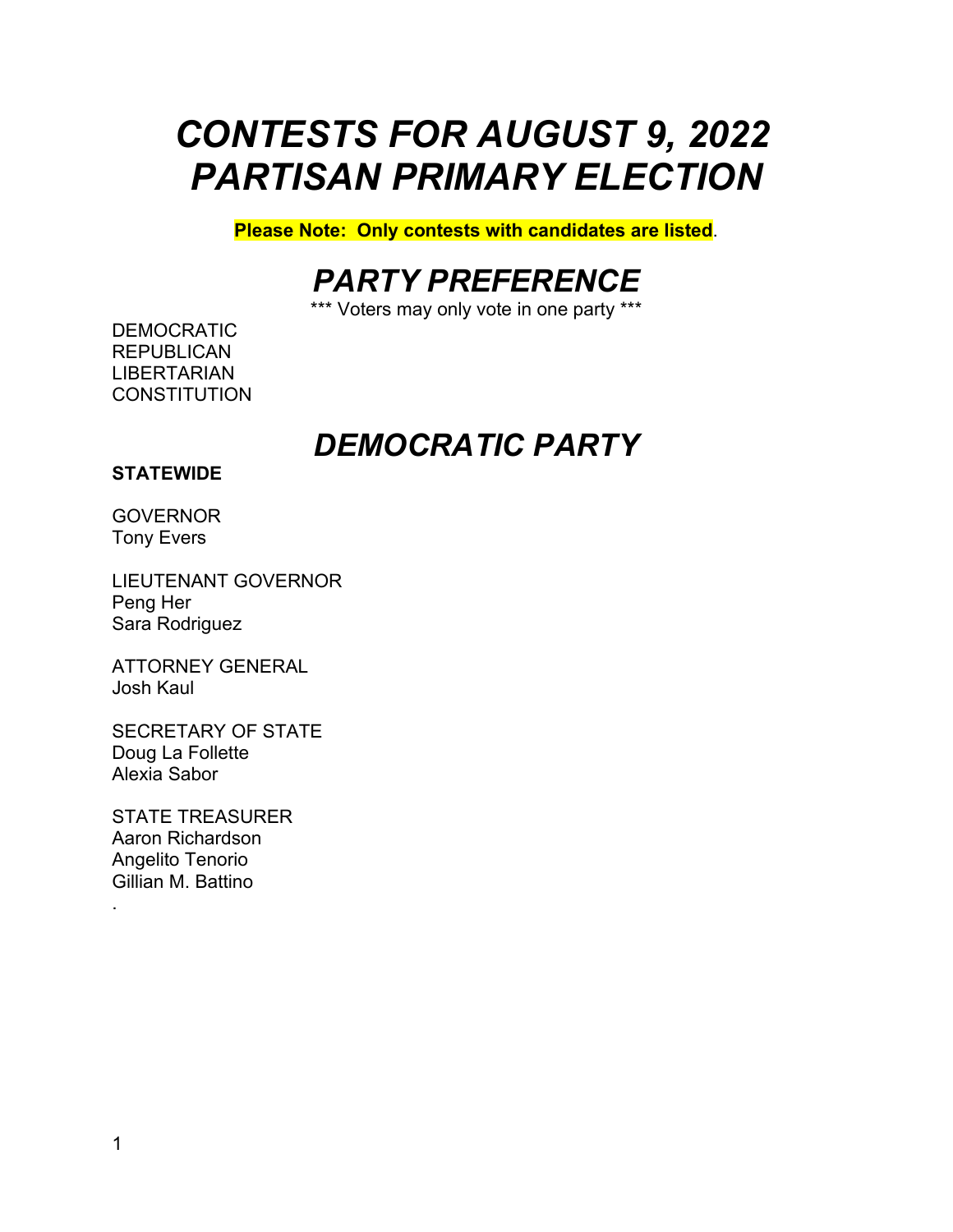# *CONTESTS FOR AUGUST 9, 2022 PARTISAN PRIMARY ELECTION*

**Please Note: Only contests with candidates are listed**.

## *PARTY PREFERENCE*

*** Voters may only vote in one party ***

DEMOCRATIC
REPUBLICAN
LIBERTARIAN
CONSTITUTION

## *DEMOCRATIC PARTY*

**STATEWIDE**

GOVERNOR
Tony Evers

LIEUTENANT GOVERNOR
Peng Her
Sara Rodriguez

ATTORNEY GENERAL
Josh Kaul

SECRETARY OF STATE
Doug La Follette
Alexia Sabor

STATE TREASURER
Aaron Richardson
Angelito Tenorio
Gillian M. Battino
.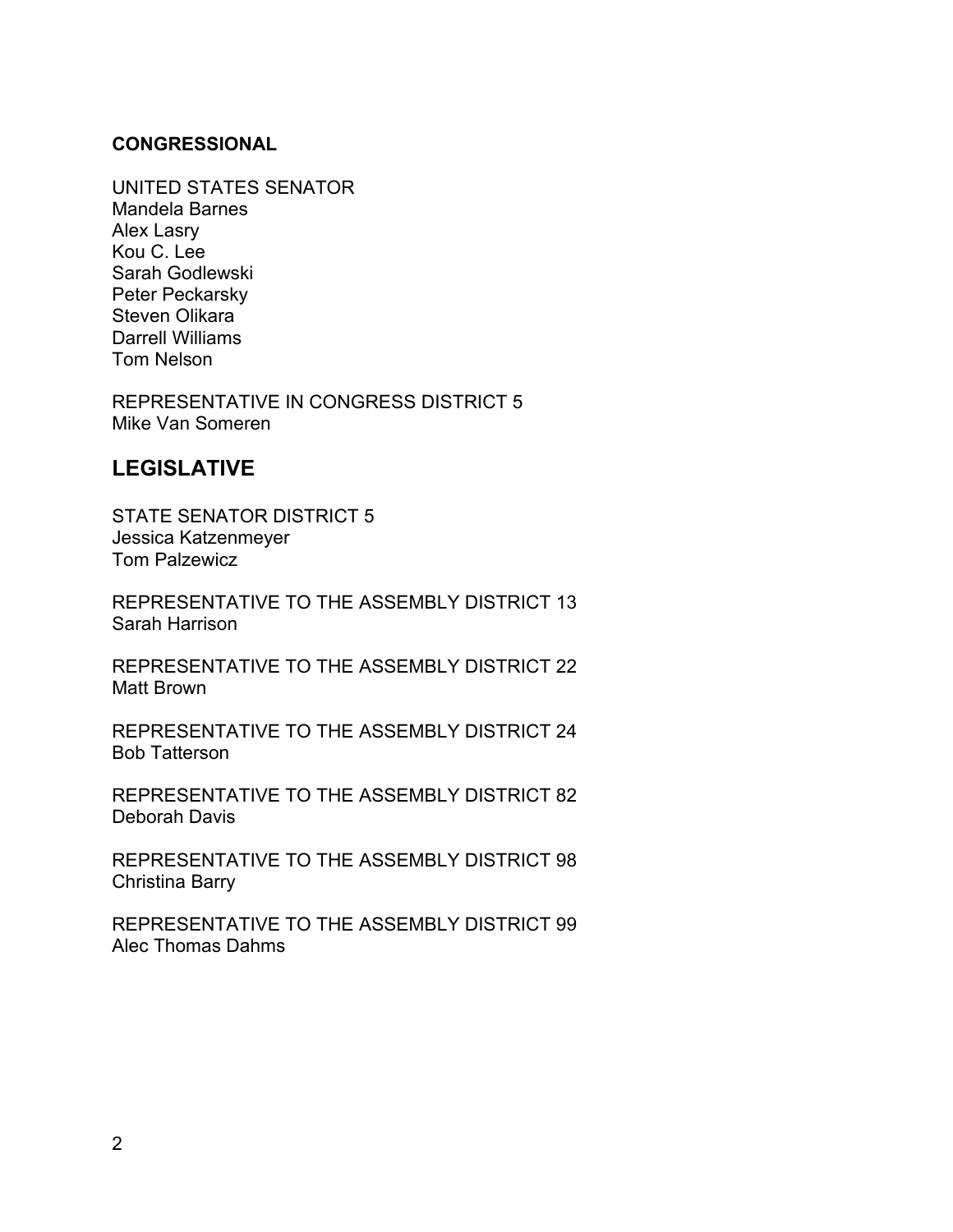**CONGRESSIONAL**

UNITED STATES SENATOR
Mandela Barnes
Alex Lasry
Kou C. Lee
Sarah Godlewski
Peter Peckarsky
Steven Olikara
Darrell Williams
Tom Nelson

REPRESENTATIVE IN CONGRESS DISTRICT 5
Mike Van Someren

## LEGISLATIVE

STATE SENATOR DISTRICT 5
Jessica Katzenmeyer
Tom Palzewicz

REPRESENTATIVE TO THE ASSEMBLY DISTRICT 13
Sarah Harrison

REPRESENTATIVE TO THE ASSEMBLY DISTRICT 22
Matt Brown

REPRESENTATIVE TO THE ASSEMBLY DISTRICT 24
Bob Tatterson

REPRESENTATIVE TO THE ASSEMBLY DISTRICT 82
Deborah Davis

REPRESENTATIVE TO THE ASSEMBLY DISTRICT 98
Christina Barry

REPRESENTATIVE TO THE ASSEMBLY DISTRICT 99
Alec Thomas Dahms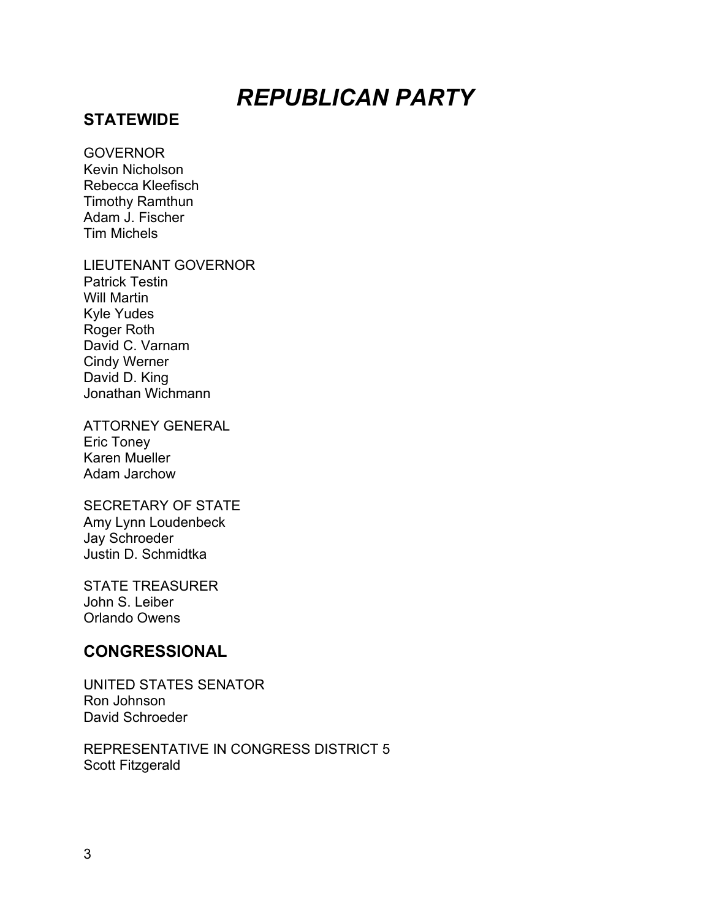# *REPUBLICAN PARTY*

## STATEWIDE

GOVERNOR
Kevin Nicholson
Rebecca Kleefisch
Timothy Ramthun
Adam J. Fischer
Tim Michels

LIEUTENANT GOVERNOR
Patrick Testin
Will Martin
Kyle Yudes
Roger Roth
David C. Varnam
Cindy Werner
David D. King
Jonathan Wichmann

ATTORNEY GENERAL
Eric Toney
Karen Mueller
Adam Jarchow

SECRETARY OF STATE
Amy Lynn Loudenbeck
Jay Schroeder
Justin D. Schmidtka

STATE TREASURER
John S. Leiber
Orlando Owens

## CONGRESSIONAL

UNITED STATES SENATOR
Ron Johnson
David Schroeder

REPRESENTATIVE IN CONGRESS DISTRICT 5
Scott Fitzgerald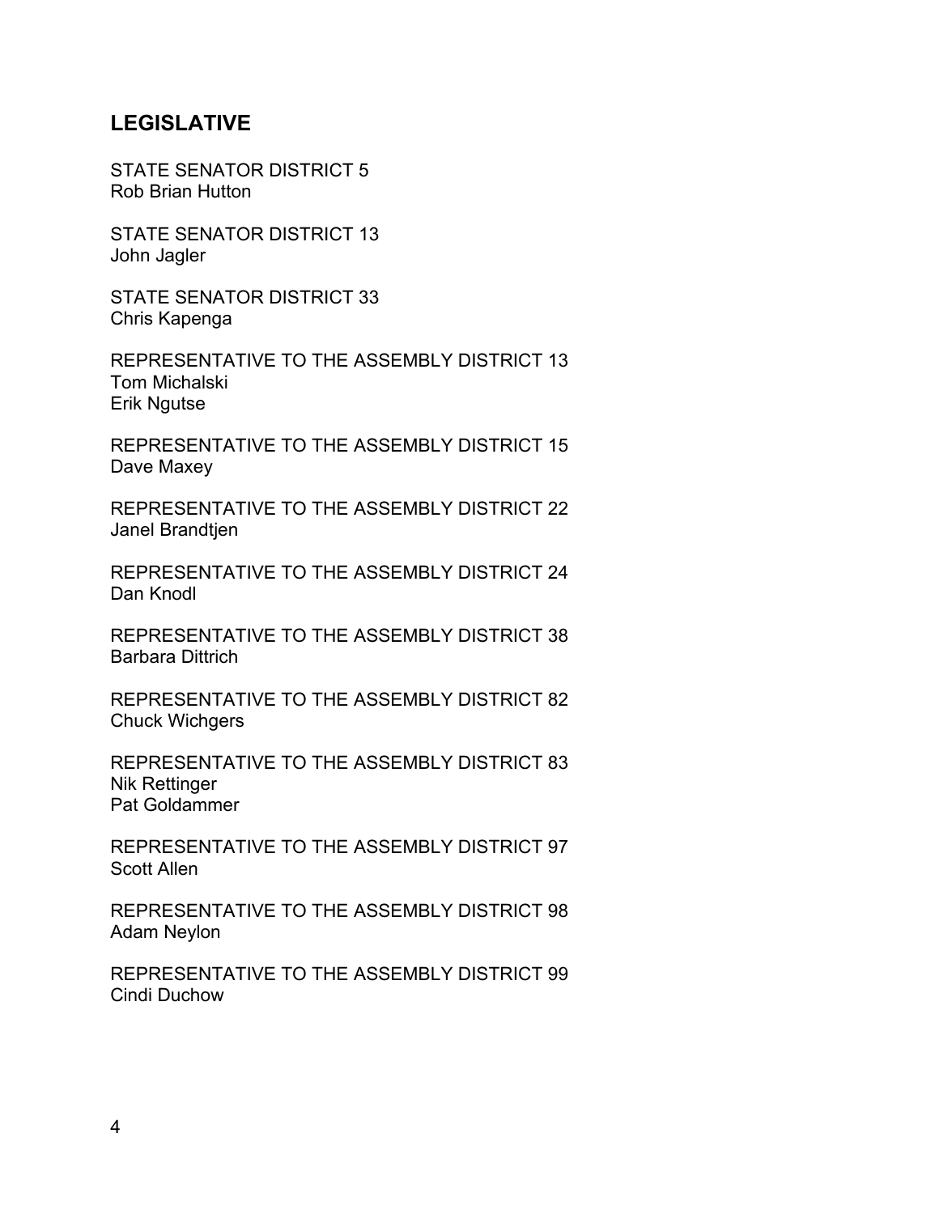## LEGISLATIVE

STATE SENATOR DISTRICT 5
Rob Brian Hutton

STATE SENATOR DISTRICT 13
John Jagler

STATE SENATOR DISTRICT 33
Chris Kapenga

REPRESENTATIVE TO THE ASSEMBLY DISTRICT 13
Tom Michalski
Erik Ngutse

REPRESENTATIVE TO THE ASSEMBLY DISTRICT 15
Dave Maxey

REPRESENTATIVE TO THE ASSEMBLY DISTRICT 22
Janel Brandtjen

REPRESENTATIVE TO THE ASSEMBLY DISTRICT 24
Dan Knodl

REPRESENTATIVE TO THE ASSEMBLY DISTRICT 38
Barbara Dittrich

REPRESENTATIVE TO THE ASSEMBLY DISTRICT 82
Chuck Wichgers

REPRESENTATIVE TO THE ASSEMBLY DISTRICT 83
Nik Rettinger
Pat Goldammer

REPRESENTATIVE TO THE ASSEMBLY DISTRICT 97
Scott Allen

REPRESENTATIVE TO THE ASSEMBLY DISTRICT 98
Adam Neylon

REPRESENTATIVE TO THE ASSEMBLY DISTRICT 99
Cindi Duchow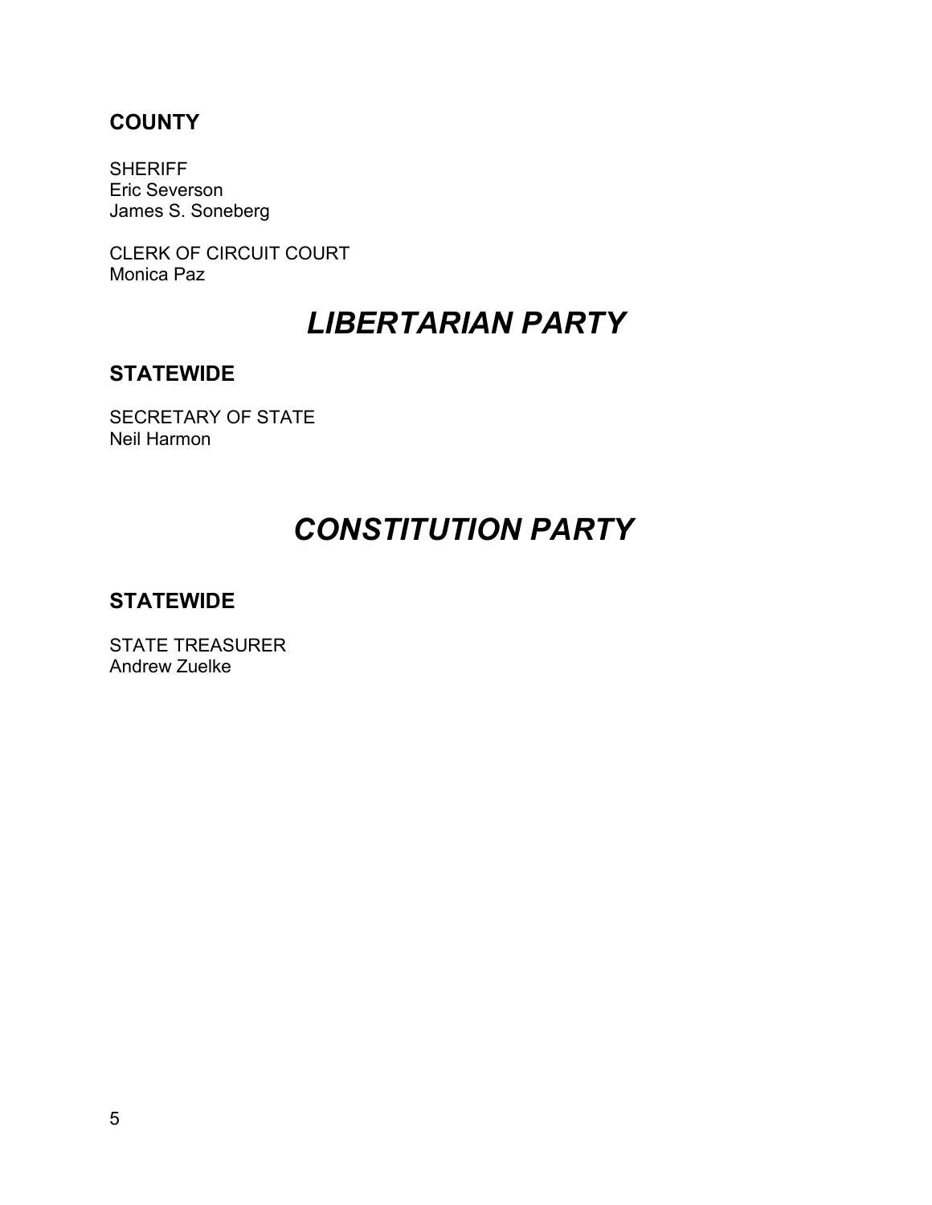### COUNTY

SHERIFF
Eric Severson
James S. Soneberg

CLERK OF CIRCUIT COURT
Monica Paz

# *LIBERTARIAN PARTY*

### STATEWIDE

SECRETARY OF STATE
Neil Harmon

# *CONSTITUTION PARTY*

### STATEWIDE

STATE TREASURER
Andrew Zuelke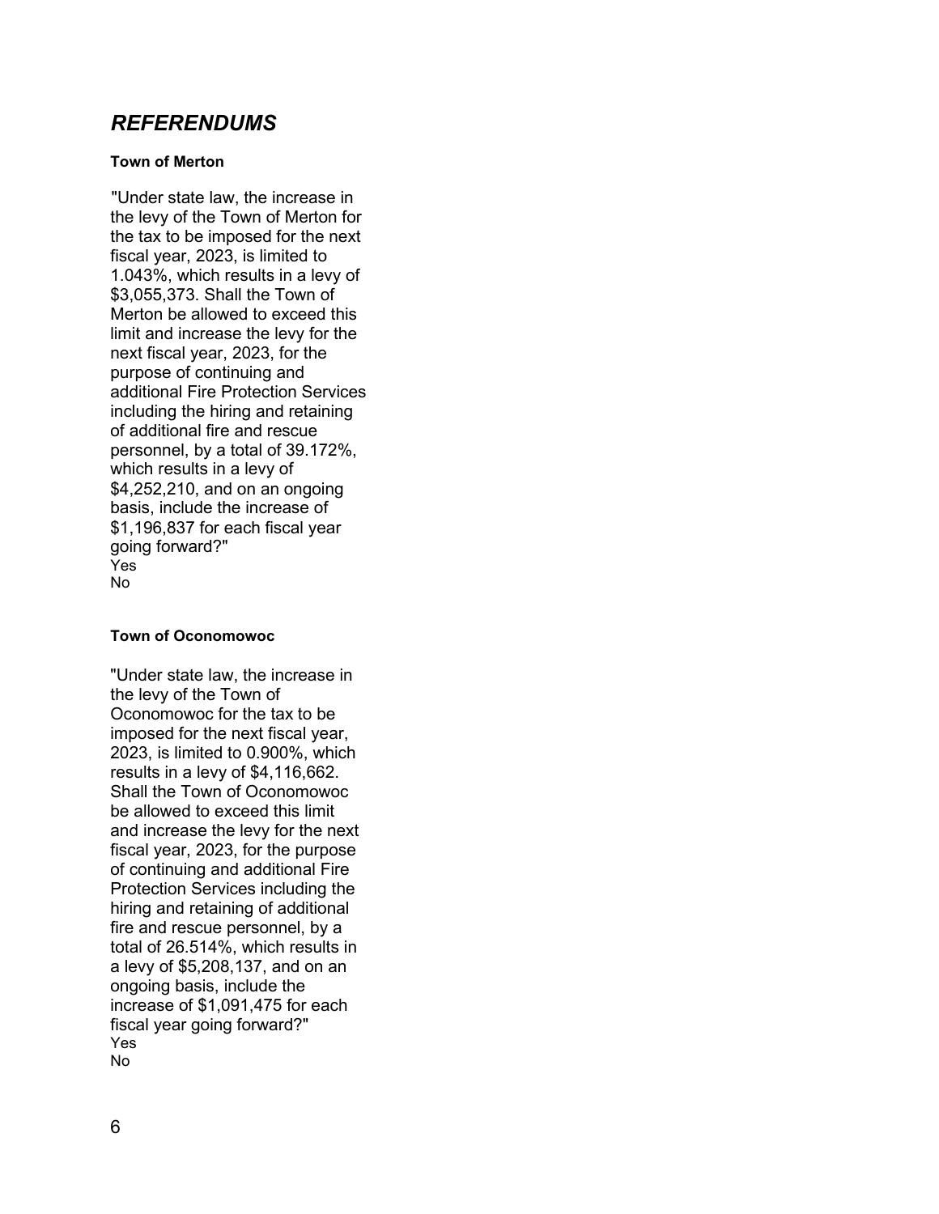## *REFERENDUMS*

**Town of Merton**

"Under state law, the increase in the levy of the Town of Merton for the tax to be imposed for the next fiscal year, 2023, is limited to 1.043%, which results in a levy of $3,055,373. Shall the Town of Merton be allowed to exceed this limit and increase the levy for the next fiscal year, 2023, for the purpose of continuing and additional Fire Protection Services including the hiring and retaining of additional fire and rescue personnel, by a total of 39.172%, which results in a levy of $4,252,210, and on an ongoing basis, include the increase of $1,196,837 for each fiscal year going forward?"

Yes

No

**Town of Oconomowoc**

"Under state law, the increase in the levy of the Town of Oconomowoc for the tax to be imposed for the next fiscal year, 2023, is limited to 0.900%, which results in a levy of $4,116,662. Shall the Town of Oconomowoc be allowed to exceed this limit and increase the levy for the next fiscal year, 2023, for the purpose of continuing and additional Fire Protection Services including the hiring and retaining of additional fire and rescue personnel, by a total of 26.514%, which results in a levy of $5,208,137, and on an ongoing basis, include the increase of $1,091,475 for each fiscal year going forward?"

Yes

No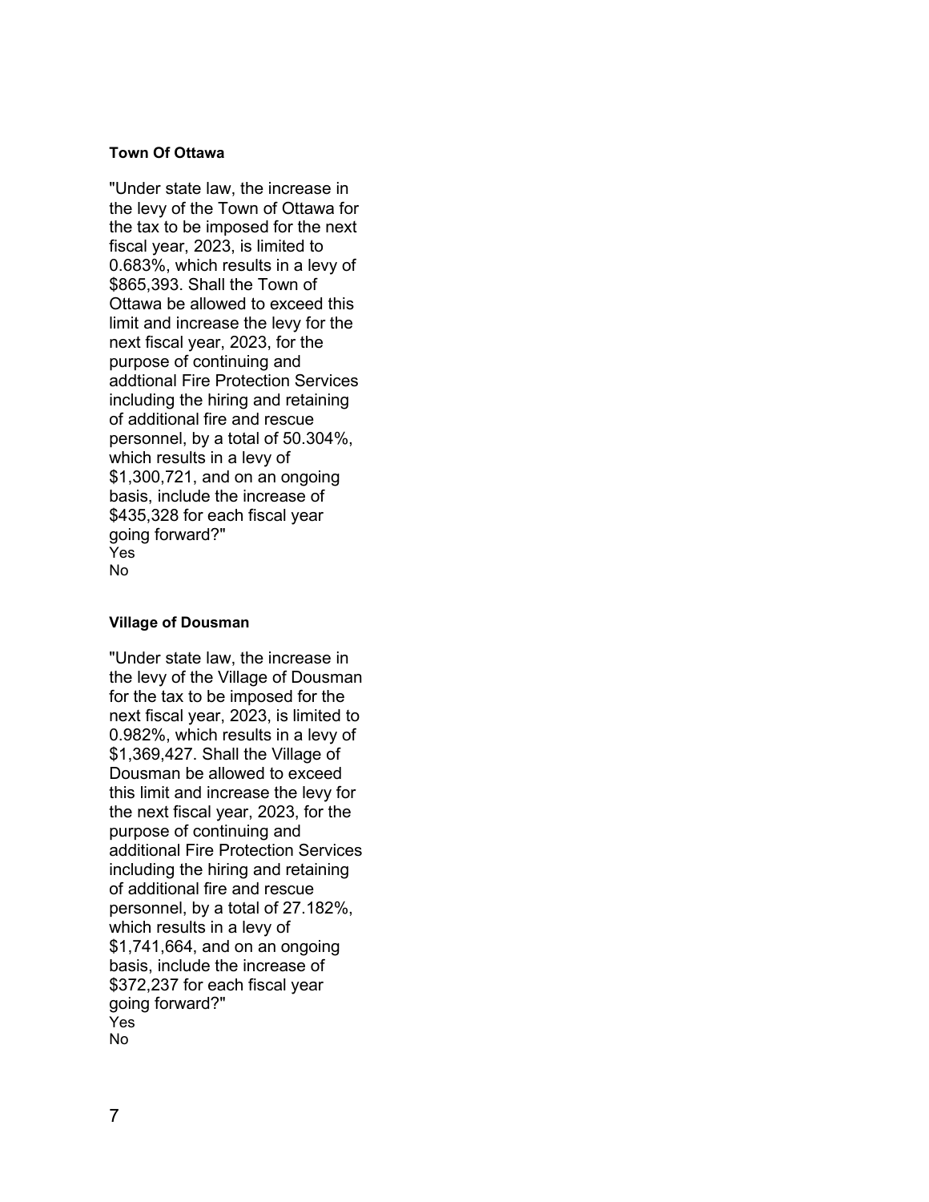**Town Of Ottawa**

"Under state law, the increase in the levy of the Town of Ottawa for the tax to be imposed for the next fiscal year, 2023, is limited to 0.683%, which results in a levy of $865,393. Shall the Town of Ottawa be allowed to exceed this limit and increase the levy for the next fiscal year, 2023, for the purpose of continuing and addtional Fire Protection Services including the hiring and retaining of additional fire and rescue personnel, by a total of 50.304%, which results in a levy of $1,300,721, and on an ongoing basis, include the increase of $435,328 for each fiscal year going forward?"

Yes

No

**Village of Dousman**

"Under state law, the increase in the levy of the Village of Dousman for the tax to be imposed for the next fiscal year, 2023, is limited to 0.982%, which results in a levy of $1,369,427. Shall the Village of Dousman be allowed to exceed this limit and increase the levy for the next fiscal year, 2023, for the purpose of continuing and additional Fire Protection Services including the hiring and retaining of additional fire and rescue personnel, by a total of 27.182%, which results in a levy of $1,741,664, and on an ongoing basis, include the increase of $372,237 for each fiscal year going forward?"

Yes

No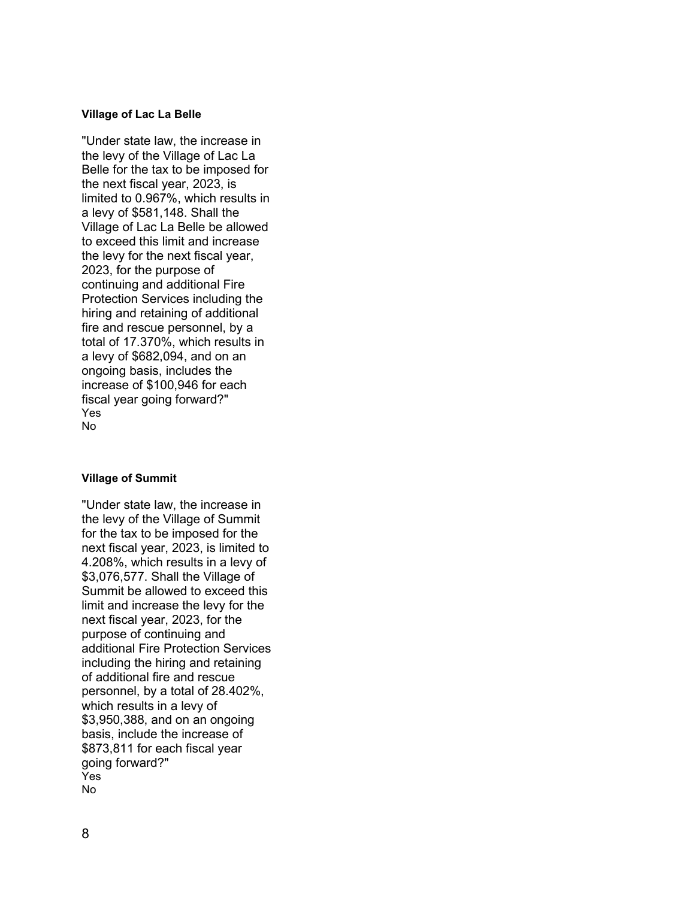**Village of Lac La Belle**

"Under state law, the increase in the levy of the Village of Lac La Belle for the tax to be imposed for the next fiscal year, 2023, is limited to 0.967%, which results in a levy of $581,148. Shall the Village of Lac La Belle be allowed to exceed this limit and increase the levy for the next fiscal year, 2023, for the purpose of continuing and additional Fire Protection Services including the hiring and retaining of additional fire and rescue personnel, by a total of 17.370%, which results in a levy of $682,094, and on an ongoing basis, includes the increase of $100,946 for each fiscal year going forward?"

Yes
No

**Village of Summit**

"Under state law, the increase in the levy of the Village of Summit for the tax to be imposed for the next fiscal year, 2023, is limited to 4.208%, which results in a levy of $3,076,577. Shall the Village of Summit be allowed to exceed this limit and increase the levy for the next fiscal year, 2023, for the purpose of continuing and additional Fire Protection Services including the hiring and retaining of additional fire and rescue personnel, by a total of 28.402%, which results in a levy of $3,950,388, and on an ongoing basis, include the increase of $873,811 for each fiscal year going forward?"

Yes
No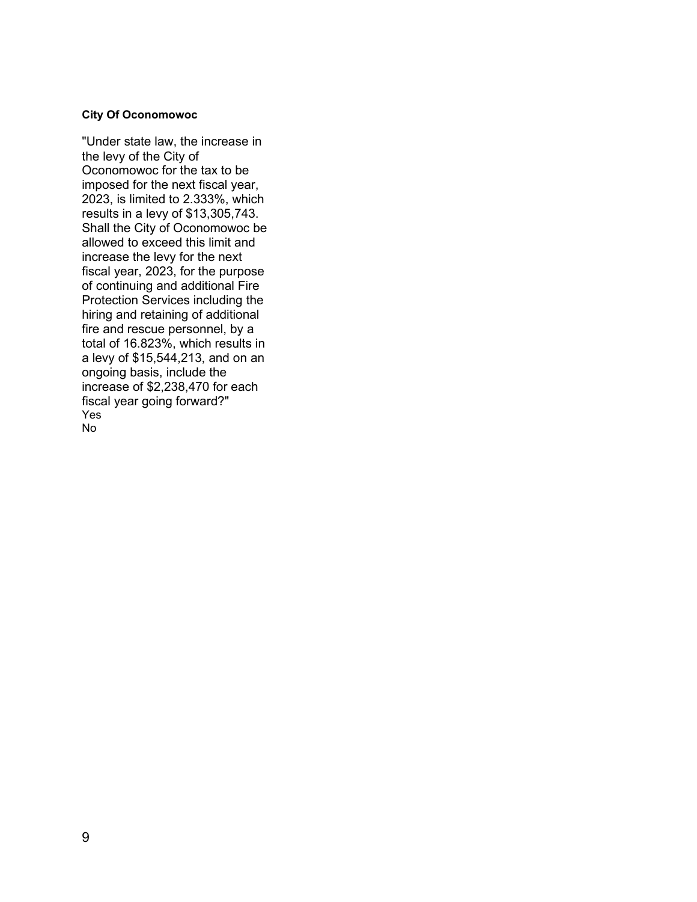**City Of Oconomowoc**

"Under state law, the increase in the levy of the City of Oconomowoc for the tax to be imposed for the next fiscal year, 2023, is limited to 2.333%, which results in a levy of $13,305,743. Shall the City of Oconomowoc be allowed to exceed this limit and increase the levy for the next fiscal year, 2023, for the purpose of continuing and additional Fire Protection Services including the hiring and retaining of additional fire and rescue personnel, by a total of 16.823%, which results in a levy of $15,544,213, and on an ongoing basis, include the increase of $2,238,470 for each fiscal year going forward?"

Yes

No